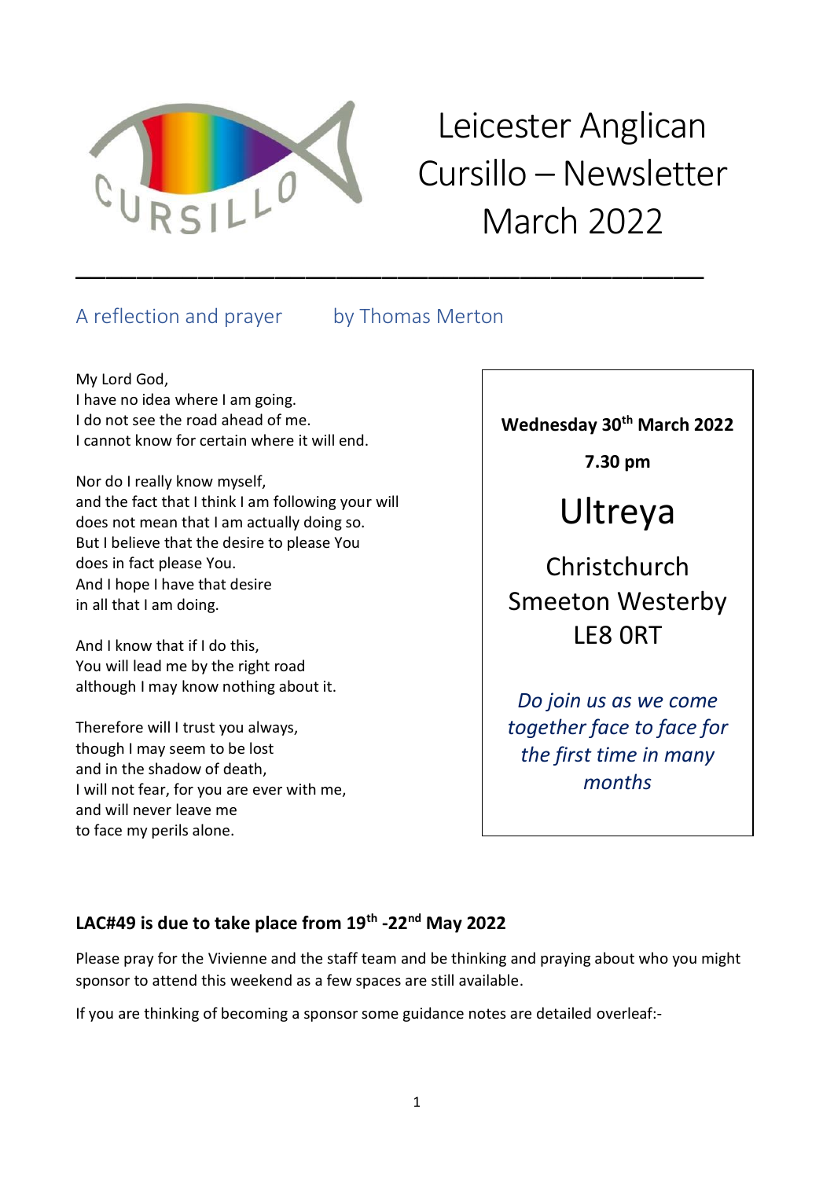# Leicester Anglican Cursillo – Newsletter March 2022

---

## A reflection and prayer by Thomas Merton

My Lord God,
I have no idea where I am going.
I do not see the road ahead of me.
I cannot know for certain where it will end.

Nor do I really know myself,
and the fact that I think I am following your will
does not mean that I am actually doing so.
But I believe that the desire to please You
does in fact please You.
And I hope I have that desire
in all that I am doing.

And I know that if I do this,
You will lead me by the right road
although I may know nothing about it.

Therefore will I trust you always,
though I may seem to be lost
and in the shadow of death,
I will not fear, for you are ever with me,
and will never leave me
to face my perils alone.

---

**Wednesday 30th March 2022**

**7.30 pm**

## Ultreya

Christchurch
Smeeton Westerby
LE8 0RT

*Do join us as we come together face to face for the first time in many months*

---

### LAC#49 is due to take place from 19th -22nd May 2022

Please pray for the Vivienne and the staff team and be thinking and praying about who you might sponsor to attend this weekend as a few spaces are still available.

If you are thinking of becoming a sponsor some guidance notes are detailed overleaf:-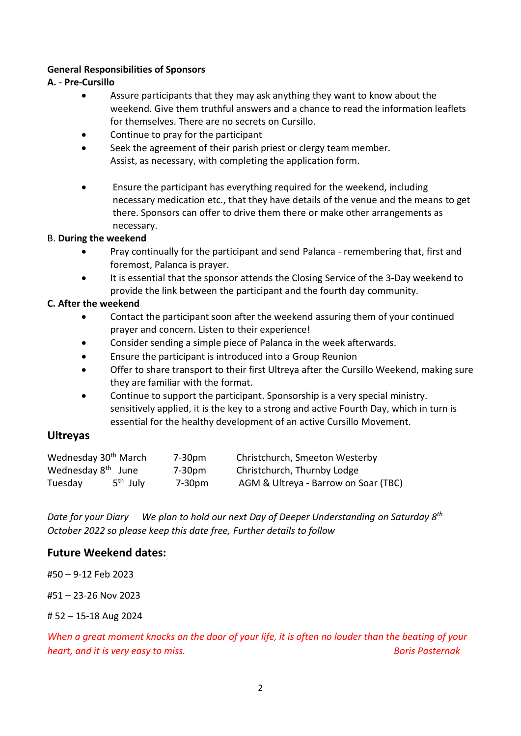**General Responsibilities of Sponsors**

**A.** - **Pre-Cursillo**

- Assure participants that they may ask anything they want to know about the weekend. Give them truthful answers and a chance to read the information leaflets for themselves. There are no secrets on Cursillo.
- Continue to pray for the participant
- Seek the agreement of their parish priest or clergy team member. Assist, as necessary, with completing the application form.
- Ensure the participant has everything required for the weekend, including necessary medication etc., that they have details of the venue and the means to get there. Sponsors can offer to drive them there or make other arrangements as necessary.

B. **During the weekend**

- Pray continually for the participant and send Palanca - remembering that, first and foremost, Palanca is prayer.
- It is essential that the sponsor attends the Closing Service of the 3-Day weekend to provide the link between the participant and the fourth day community.

**C. After the weekend**

- Contact the participant soon after the weekend assuring them of your continued prayer and concern. Listen to their experience!
- Consider sending a simple piece of Palanca in the week afterwards.
- Ensure the participant is introduced into a Group Reunion
- Offer to share transport to their first Ultreya after the Cursillo Weekend, making sure they are familiar with the format.
- Continue to support the participant. Sponsorship is a very special ministry. sensitively applied, it is the key to a strong and active Fourth Day, which in turn is essential for the healthy development of an active Cursillo Movement.

## Ultreyas

| | | | |
|---|---|---|---|
| Wednesday | 30th March | 7-30pm | Christchurch, Smeeton Westerby |
| Wednesday | 8th June | 7-30pm | Christchurch, Thurnby Lodge |
| Tuesday | 5th July | 7-30pm | AGM & Ultreya - Barrow on Soar (TBC) |

*Date for your Diary We plan to hold our next Day of Deeper Understanding on Saturday 8th October 2022 so please keep this date free, Further details to follow*

## Future Weekend dates:

#50 – 9-12 Feb 2023

#51 – 23-26 Nov 2023

# 52 – 15-18 Aug 2024

*When a great moment knocks on the door of your life, it is often no louder than the beating of your heart, and it is very easy to miss.* *Boris Pasternak*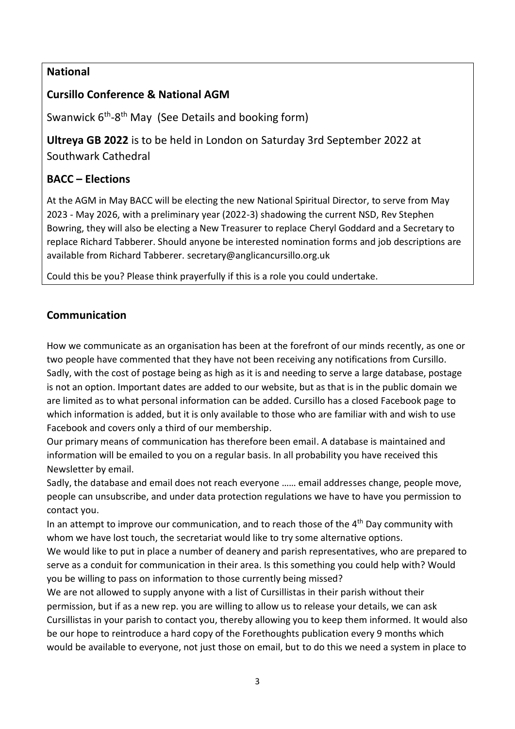**National**

**Cursillo Conference & National AGM**

Swanwick 6th-8th May (See Details and booking form)

**Ultreya GB 2022** is to be held in London on Saturday 3rd September 2022 at Southwark Cathedral

**BACC – Elections**

At the AGM in May BACC will be electing the new National Spiritual Director, to serve from May 2023 - May 2026, with a preliminary year (2022-3) shadowing the current NSD, Rev Stephen Bowring, they will also be electing a New Treasurer to replace Cheryl Goddard and a Secretary to replace Richard Tabberer. Should anyone be interested nomination forms and job descriptions are available from Richard Tabberer. secretary@anglicancursillo.org.uk

Could this be you? Please think prayerfully if this is a role you could undertake.

## Communication

How we communicate as an organisation has been at the forefront of our minds recently, as one or two people have commented that they have not been receiving any notifications from Cursillo. Sadly, with the cost of postage being as high as it is and needing to serve a large database, postage is not an option. Important dates are added to our website, but as that is in the public domain we are limited as to what personal information can be added. Cursillo has a closed Facebook page to which information is added, but it is only available to those who are familiar with and wish to use Facebook and covers only a third of our membership.

Our primary means of communication has therefore been email. A database is maintained and information will be emailed to you on a regular basis. In all probability you have received this Newsletter by email.

Sadly, the database and email does not reach everyone …… email addresses change, people move, people can unsubscribe, and under data protection regulations we have to have you permission to contact you.

In an attempt to improve our communication, and to reach those of the 4th Day community with whom we have lost touch, the secretariat would like to try some alternative options.

We would like to put in place a number of deanery and parish representatives, who are prepared to serve as a conduit for communication in their area. Is this something you could help with? Would you be willing to pass on information to those currently being missed?

We are not allowed to supply anyone with a list of Cursillistas in their parish without their permission, but if as a new rep. you are willing to allow us to release your details, we can ask Cursillistas in your parish to contact you, thereby allowing you to keep them informed. It would also be our hope to reintroduce a hard copy of the Forethoughts publication every 9 months which would be available to everyone, not just those on email, but to do this we need a system in place to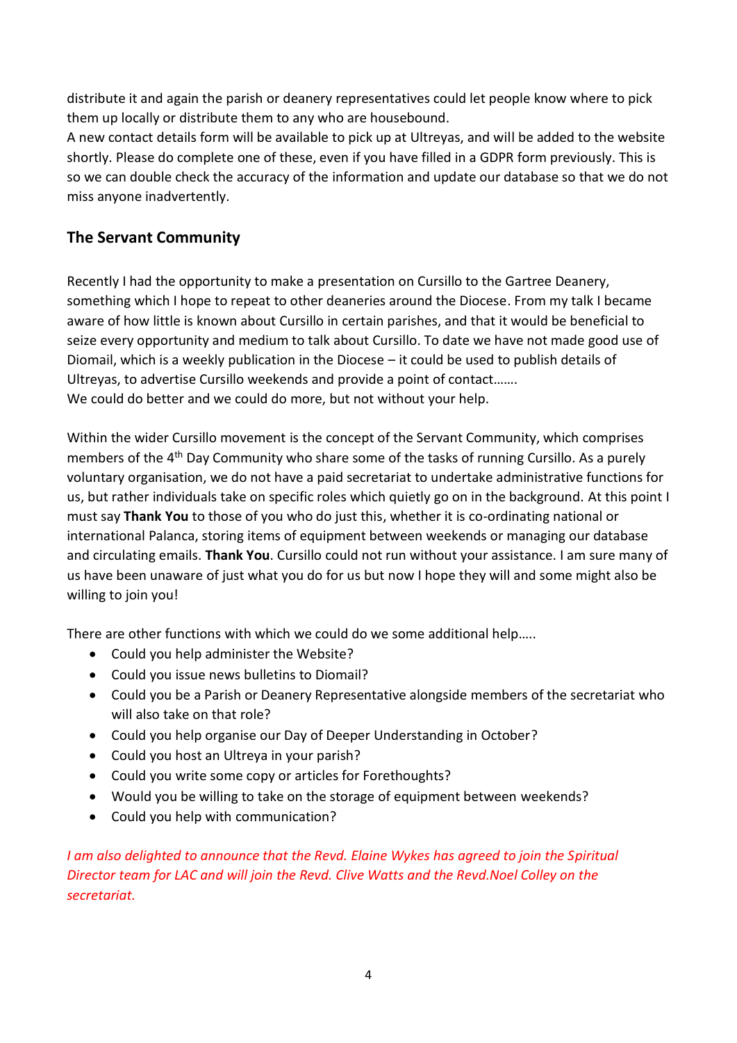distribute it and again the parish or deanery representatives could let people know where to pick them up locally or distribute them to any who are housebound.
A new contact details form will be available to pick up at Ultreyas, and will be added to the website shortly. Please do complete one of these, even if you have filled in a GDPR form previously. This is so we can double check the accuracy of the information and update our database so that we do not miss anyone inadvertently.

## The Servant Community

Recently I had the opportunity to make a presentation on Cursillo to the Gartree Deanery, something which I hope to repeat to other deaneries around the Diocese. From my talk I became aware of how little is known about Cursillo in certain parishes, and that it would be beneficial to seize every opportunity and medium to talk about Cursillo. To date we have not made good use of Diomail, which is a weekly publication in the Diocese – it could be used to publish details of Ultreyas, to advertise Cursillo weekends and provide a point of contact…….
We could do better and we could do more, but not without your help.

Within the wider Cursillo movement is the concept of the Servant Community, which comprises members of the 4th Day Community who share some of the tasks of running Cursillo. As a purely voluntary organisation, we do not have a paid secretariat to undertake administrative functions for us, but rather individuals take on specific roles which quietly go on in the background. At this point I must say **Thank You** to those of you who do just this, whether it is co-ordinating national or international Palanca, storing items of equipment between weekends or managing our database and circulating emails. **Thank You**. Cursillo could not run without your assistance. I am sure many of us have been unaware of just what you do for us but now I hope they will and some might also be willing to join you!

There are other functions with which we could do we some additional help…..

- Could you help administer the Website?
- Could you issue news bulletins to Diomail?
- Could you be a Parish or Deanery Representative alongside members of the secretariat who will also take on that role?
- Could you help organise our Day of Deeper Understanding in October?
- Could you host an Ultreya in your parish?
- Could you write some copy or articles for Forethoughts?
- Would you be willing to take on the storage of equipment between weekends?
- Could you help with communication?

*I am also delighted to announce that the Revd. Elaine Wykes has agreed to join the Spiritual Director team for LAC and will join the Revd. Clive Watts and the Revd.Noel Colley on the secretariat.*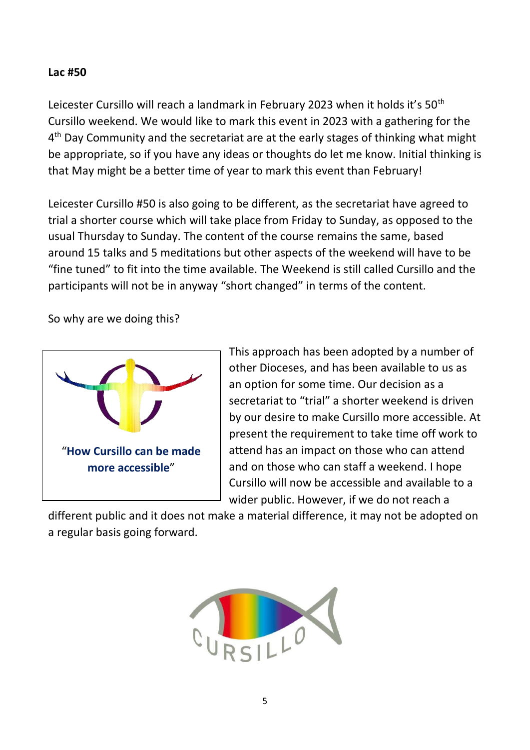**Lac #50**

Leicester Cursillo will reach a landmark in February 2023 when it holds it's 50th Cursillo weekend. We would like to mark this event in 2023 with a gathering for the 4th Day Community and the secretariat are at the early stages of thinking what might be appropriate, so if you have any ideas or thoughts do let me know. Initial thinking is that May might be a better time of year to mark this event than February!

Leicester Cursillo #50 is also going to be different, as the secretariat have agreed to trial a shorter course which will take place from Friday to Sunday, as opposed to the usual Thursday to Sunday. The content of the course remains the same, based around 15 talks and 5 meditations but other aspects of the weekend will have to be "fine tuned" to fit into the time available. The Weekend is still called Cursillo and the participants will not be in anyway "short changed" in terms of the content.

So why are we doing this?

"**How Cursillo can be made more accessible**"

This approach has been adopted by a number of other Dioceses, and has been available to us as an option for some time. Our decision as a secretariat to "trial" a shorter weekend is driven by our desire to make Cursillo more accessible. At present the requirement to take time off work to attend has an impact on those who can attend and on those who can staff a weekend. I hope Cursillo will now be accessible and available to a wider public. However, if we do not reach a different public and it does not make a material difference, it may not be adopted on a regular basis going forward.

CURSILLO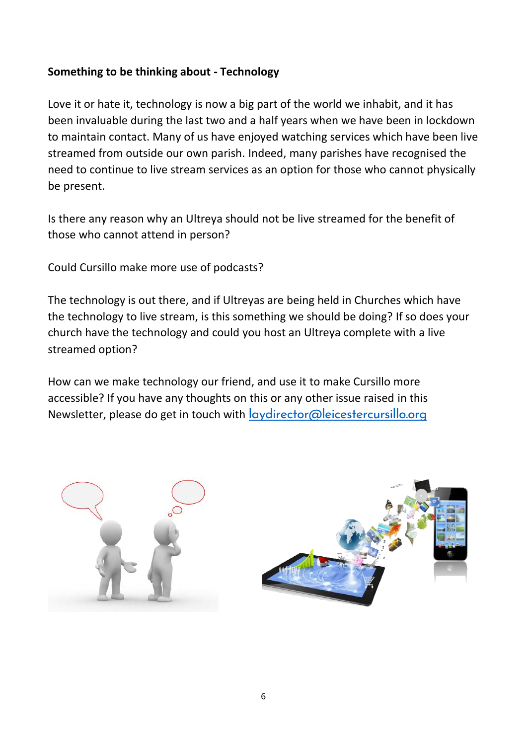**Something to be thinking about - Technology**

Love it or hate it, technology is now a big part of the world we inhabit, and it has been invaluable during the last two and a half years when we have been in lockdown to maintain contact. Many of us have enjoyed watching services which have been live streamed from outside our own parish. Indeed, many parishes have recognised the need to continue to live stream services as an option for those who cannot physically be present.

Is there any reason why an Ultreya should not be live streamed for the benefit of those who cannot attend in person?

Could Cursillo make more use of podcasts?

The technology is out there, and if Ultreyas are being held in Churches which have the technology to live stream, is this something we should be doing? If so does your church have the technology and could you host an Ultreya complete with a live streamed option?

How can we make technology our friend, and use it to make Cursillo more accessible? If you have any thoughts on this or any other issue raised in this Newsletter, please do get in touch with laydirector@leicestercursillo.org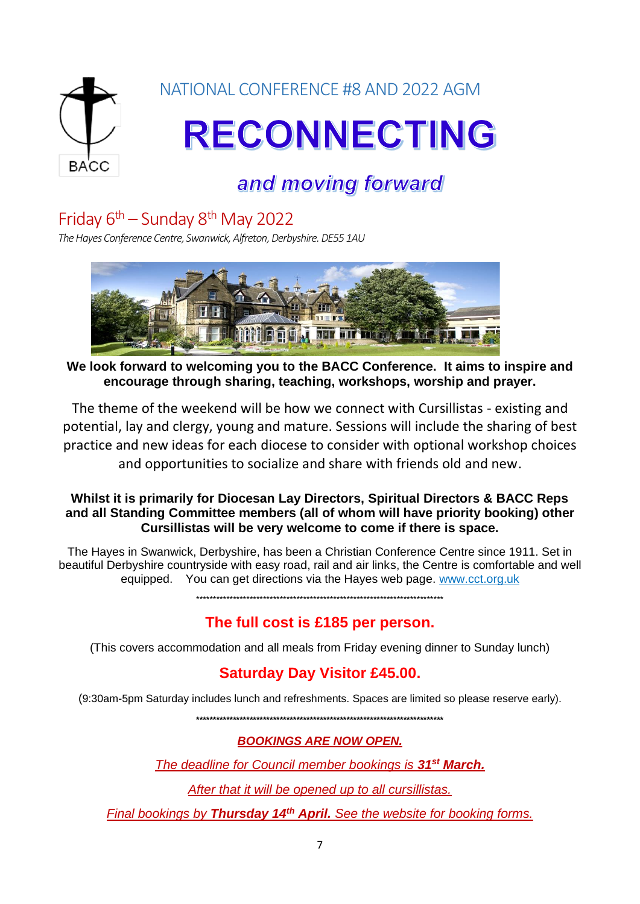BACC

NATIONAL CONFERENCE #8 AND 2022 AGM

# RECONNECTING

## *and moving forward*

## Friday 6th – Sunday 8th May 2022

*The Hayes Conference Centre, Swanwick, Alfreton, Derbyshire. DE55 1AU*

**We look forward to welcoming you to the BACC Conference. It aims to inspire and encourage through sharing, teaching, workshops, worship and prayer.**

The theme of the weekend will be how we connect with Cursillistas - existing and potential, lay and clergy, young and mature. Sessions will include the sharing of best practice and new ideas for each diocese to consider with optional workshop choices and opportunities to socialize and share with friends old and new.

**Whilst it is primarily for Diocesan Lay Directors, Spiritual Directors & BACC Reps and all Standing Committee members (all of whom will have priority booking) other Cursillistas will be very welcome to come if there is space.**

The Hayes in Swanwick, Derbyshire, has been a Christian Conference Centre since 1911. Set in beautiful Derbyshire countryside with easy road, rail and air links, the Centre is comfortable and well equipped. You can get directions via the Hayes web page. www.cct.org.uk

*************************************************************************

**The full cost is £185 per person.**

(This covers accommodation and all meals from Friday evening dinner to Sunday lunch)

**Saturday Day Visitor £45.00.**

(9:30am-5pm Saturday includes lunch and refreshments. Spaces are limited so please reserve early).

*************************************************************************

***BOOKINGS ARE NOW OPEN.***

*The deadline for Council member bookings is **31st March.***

*After that it will be opened up to all cursillistas.*

*Final bookings by **Thursday 14th April.** See the website for booking forms.*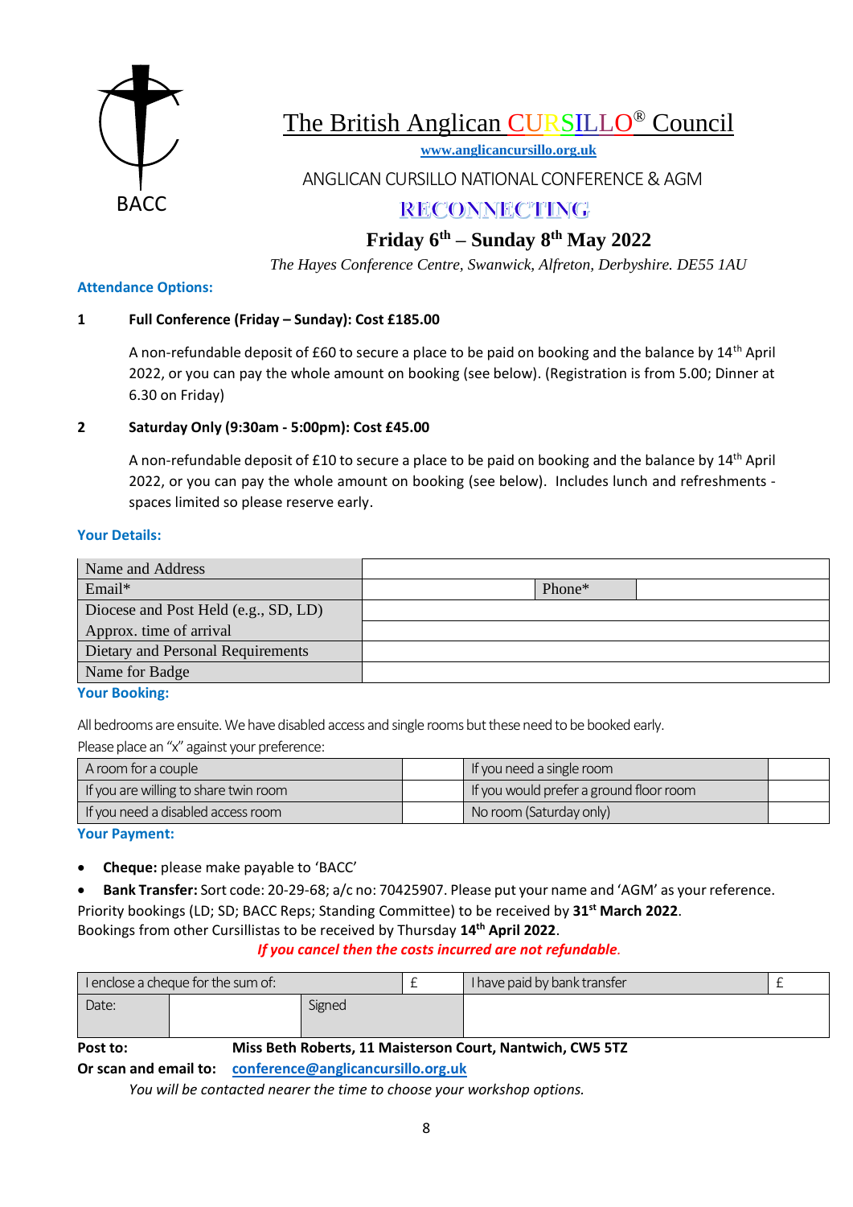BACC

# The British Anglican CURSILLO® Council

www.anglicancursillo.org.uk

ANGLICAN CURSILLO NATIONAL CONFERENCE & AGM

## RECONNECTING

### Friday 6th – Sunday 8th May 2022

*The Hayes Conference Centre, Swanwick, Alfreton, Derbyshire. DE55 1AU*

**Attendance Options:**

**1 Full Conference (Friday – Sunday): Cost £185.00**

A non-refundable deposit of £60 to secure a place to be paid on booking and the balance by 14th April 2022, or you can pay the whole amount on booking (see below). (Registration is from 5.00; Dinner at 6.30 on Friday)

**2 Saturday Only (9:30am - 5:00pm): Cost £45.00**

A non-refundable deposit of £10 to secure a place to be paid on booking and the balance by 14th April 2022, or you can pay the whole amount on booking (see below). Includes lunch and refreshments - spaces limited so please reserve early.

**Your Details:**

| | | | |
|---|---|---|---|
| Name and Address | | | |
| Email* | | Phone* | |
| Diocese and Post Held (e.g., SD, LD) | | | |
| Approx. time of arrival | | | |
| Dietary and Personal Requirements | | | |
| Name for Badge | | | |

**Your Booking:**

All bedrooms are ensuite. We have disabled access and single rooms but these need to be booked early.

Please place an "x" against your preference:

| | | | |
|---|---|---|---|
| A room for a couple | | If you need a single room | |
| If you are willing to share twin room | | If you would prefer a ground floor room | |
| If you need a disabled access room | | No room (Saturday only) | |

**Your Payment:**

- **Cheque:** please make payable to 'BACC'
- **Bank Transfer:** Sort code: 20-29-68; a/c no: 70425907. Please put your name and 'AGM' as your reference.

Priority bookings (LD; SD; BACC Reps; Standing Committee) to be received by **31st March 2022**.
Bookings from other Cursillistas to be received by Thursday **14th April 2022**.

***If you cancel then the costs incurred are not refundable.***

| | | | | | |
|---|---|---|---|---|---|
| I enclose a cheque for the sum of: | | | £ | I have paid by bank transfer | £ |
| Date: | | Signed | | | |

**Post to:** **Miss Beth Roberts, 11 Maisterson Court, Nantwich, CW5 5TZ**

**Or scan and email to:** **conference@anglicancursillo.org.uk**

*You will be contacted nearer the time to choose your workshop options.*